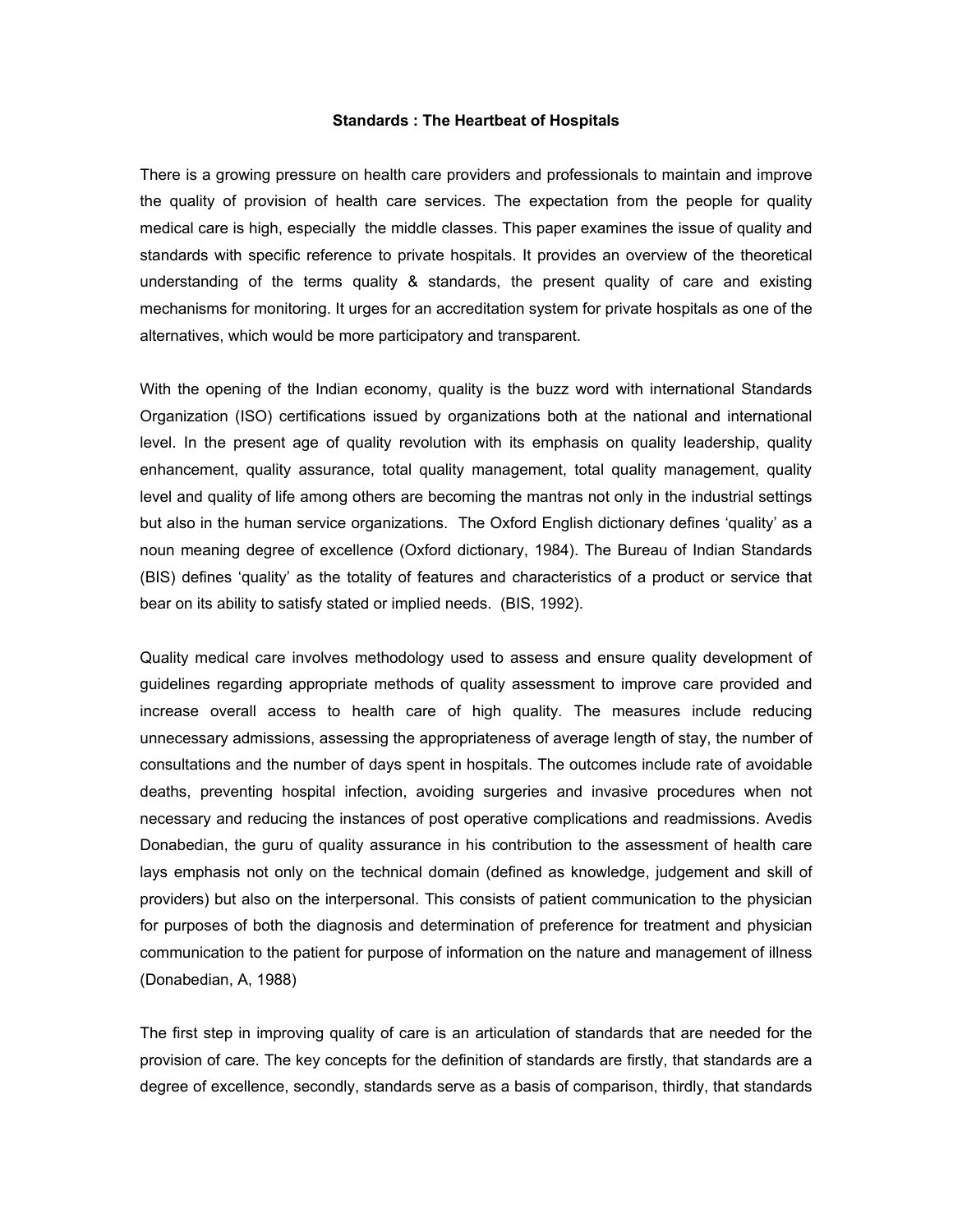**Standards : The Heartbeat of Hospitals**

There is a growing pressure on health care providers and professionals to maintain and improve the quality of provision of health care services. The expectation from the people for quality medical care is high, especially the middle classes. This paper examines the issue of quality and standards with specific reference to private hospitals. It provides an overview of the theoretical understanding of the terms quality & standards, the present quality of care and existing mechanisms for monitoring. It urges for an accreditation system for private hospitals as one of the alternatives, which would be more participatory and transparent.

With the opening of the Indian economy, quality is the buzz word with international Standards Organization (ISO) certifications issued by organizations both at the national and international level. In the present age of quality revolution with its emphasis on quality leadership, quality enhancement, quality assurance, total quality management, total quality management, quality level and quality of life among others are becoming the mantras not only in the industrial settings but also in the human service organizations. The Oxford English dictionary defines 'quality' as a noun meaning degree of excellence (Oxford dictionary, 1984). The Bureau of Indian Standards (BIS) defines 'quality' as the totality of features and characteristics of a product or service that bear on its ability to satisfy stated or implied needs. (BIS, 1992).

Quality medical care involves methodology used to assess and ensure quality development of guidelines regarding appropriate methods of quality assessment to improve care provided and increase overall access to health care of high quality. The measures include reducing unnecessary admissions, assessing the appropriateness of average length of stay, the number of consultations and the number of days spent in hospitals. The outcomes include rate of avoidable deaths, preventing hospital infection, avoiding surgeries and invasive procedures when not necessary and reducing the instances of post operative complications and readmissions. Avedis Donabedian, the guru of quality assurance in his contribution to the assessment of health care lays emphasis not only on the technical domain (defined as knowledge, judgement and skill of providers) but also on the interpersonal. This consists of patient communication to the physician for purposes of both the diagnosis and determination of preference for treatment and physician communication to the patient for purpose of information on the nature and management of illness (Donabedian, A, 1988)

The first step in improving quality of care is an articulation of standards that are needed for the provision of care. The key concepts for the definition of standards are firstly, that standards are a degree of excellence, secondly, standards serve as a basis of comparison, thirdly, that standards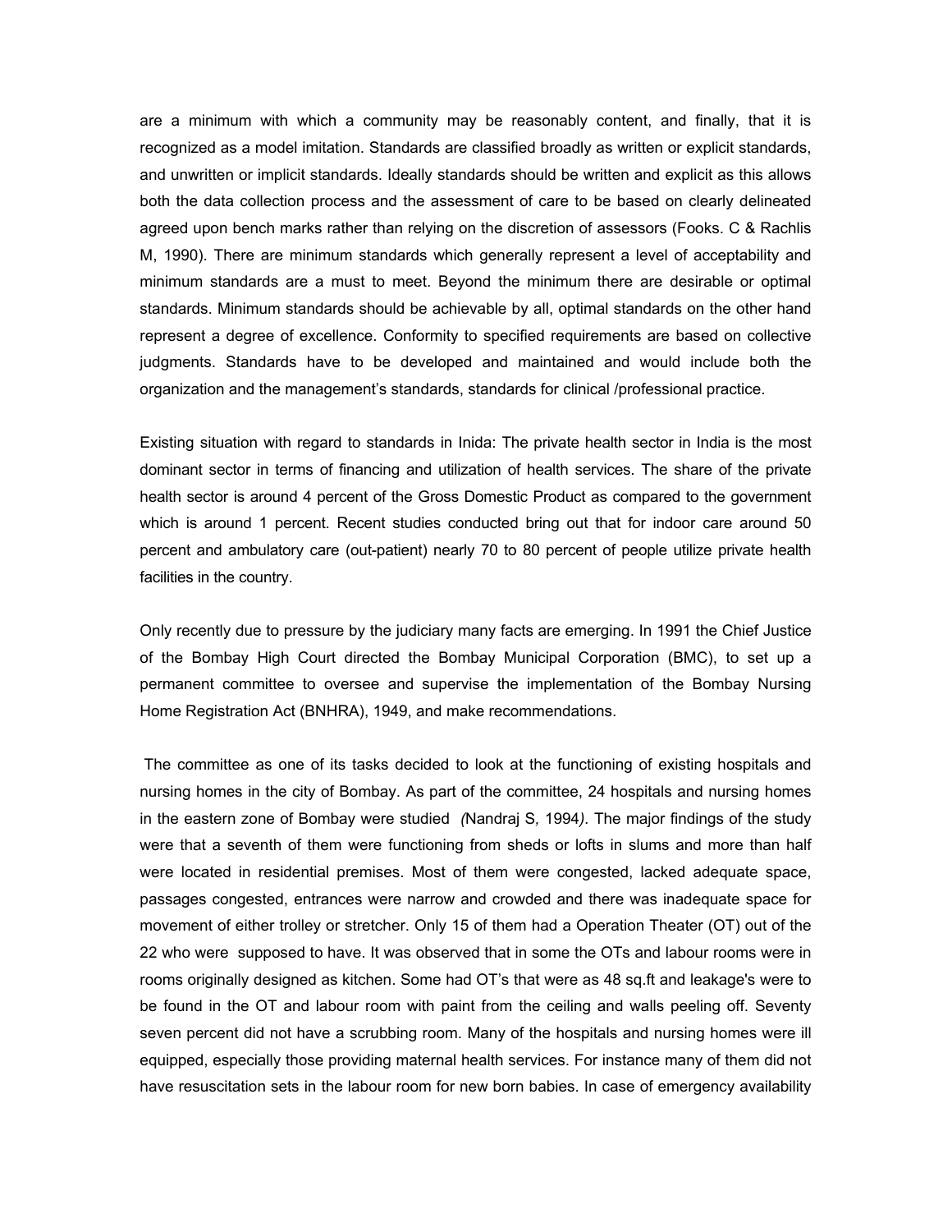are a minimum with which a community may be reasonably content, and finally, that it is recognized as a model imitation. Standards are classified broadly as written or explicit standards, and unwritten or implicit standards. Ideally standards should be written and explicit as this allows both the data collection process and the assessment of care to be based on clearly delineated agreed upon bench marks rather than relying on the discretion of assessors (Fooks. C & Rachlis M, 1990). There are minimum standards which generally represent a level of acceptability and minimum standards are a must to meet. Beyond the minimum there are desirable or optimal standards. Minimum standards should be achievable by all, optimal standards on the other hand represent a degree of excellence. Conformity to specified requirements are based on collective judgments. Standards have to be developed and maintained and would include both the organization and the management's standards, standards for clinical /professional practice.

Existing situation with regard to standards in Inida: The private health sector in India is the most dominant sector in terms of financing and utilization of health services. The share of the private health sector is around 4 percent of the Gross Domestic Product as compared to the government which is around 1 percent. Recent studies conducted bring out that for indoor care around 50 percent and ambulatory care (out-patient) nearly 70 to 80 percent of people utilize private health facilities in the country.

Only recently due to pressure by the judiciary many facts are emerging. In 1991 the Chief Justice of the Bombay High Court directed the Bombay Municipal Corporation (BMC), to set up a permanent committee to oversee and supervise the implementation of the Bombay Nursing Home Registration Act (BNHRA), 1949, and make recommendations.

The committee as one of its tasks decided to look at the functioning of existing hospitals and nursing homes in the city of Bombay. As part of the committee, 24 hospitals and nursing homes in the eastern zone of Bombay were studied *(*Nandraj S*,* 1994*)*. The major findings of the study were that a seventh of them were functioning from sheds or lofts in slums and more than half were located in residential premises. Most of them were congested, lacked adequate space, passages congested, entrances were narrow and crowded and there was inadequate space for movement of either trolley or stretcher. Only 15 of them had a Operation Theater (OT) out of the 22 who were supposed to have. It was observed that in some the OTs and labour rooms were in rooms originally designed as kitchen. Some had OT's that were as 48 sq.ft and leakage's were to be found in the OT and labour room with paint from the ceiling and walls peeling off. Seventy seven percent did not have a scrubbing room. Many of the hospitals and nursing homes were ill equipped, especially those providing maternal health services. For instance many of them did not have resuscitation sets in the labour room for new born babies. In case of emergency availability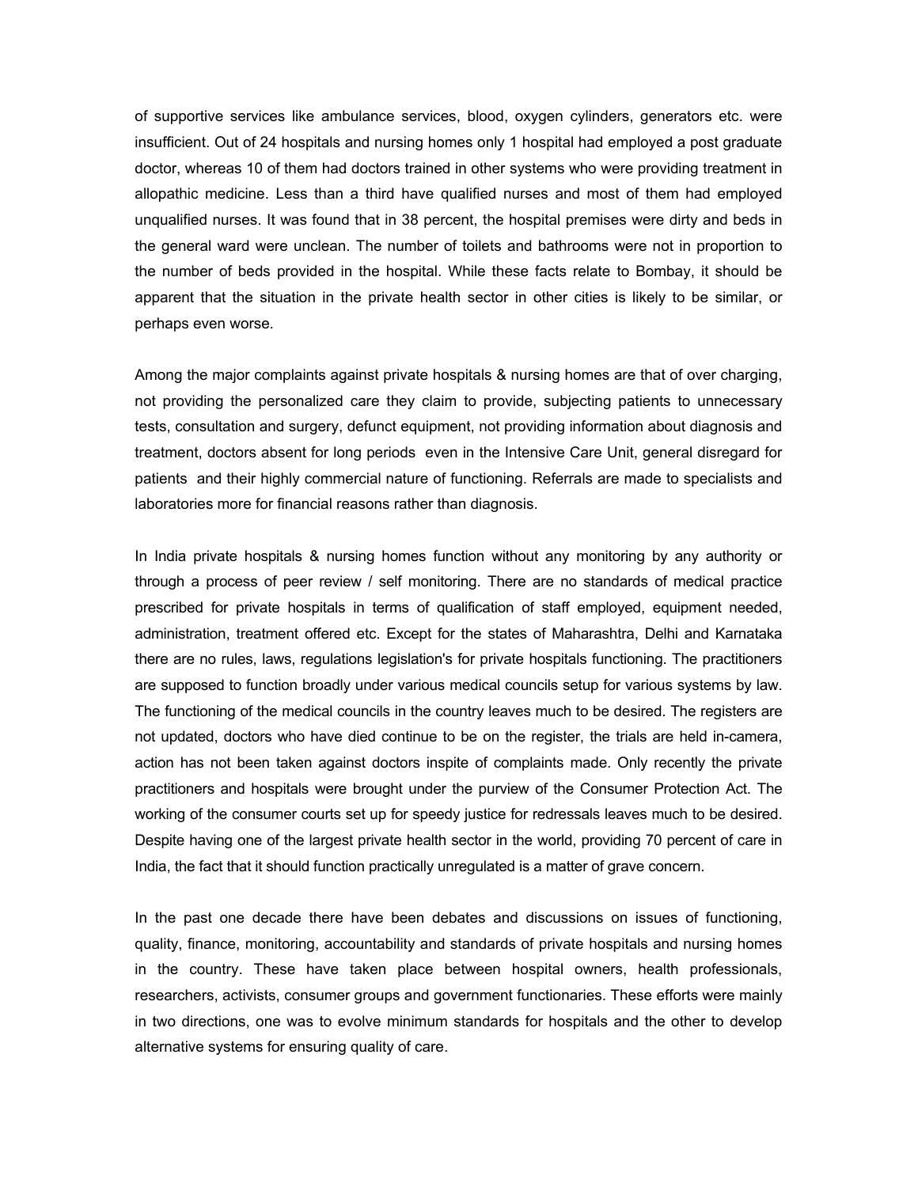of supportive services like ambulance services, blood, oxygen cylinders, generators etc. were insufficient. Out of 24 hospitals and nursing homes only 1 hospital had employed a post graduate doctor, whereas 10 of them had doctors trained in other systems who were providing treatment in allopathic medicine. Less than a third have qualified nurses and most of them had employed unqualified nurses. It was found that in 38 percent, the hospital premises were dirty and beds in the general ward were unclean. The number of toilets and bathrooms were not in proportion to the number of beds provided in the hospital. While these facts relate to Bombay, it should be apparent that the situation in the private health sector in other cities is likely to be similar, or perhaps even worse.

Among the major complaints against private hospitals & nursing homes are that of over charging, not providing the personalized care they claim to provide, subjecting patients to unnecessary tests, consultation and surgery, defunct equipment, not providing information about diagnosis and treatment, doctors absent for long periods even in the Intensive Care Unit, general disregard for patients and their highly commercial nature of functioning. Referrals are made to specialists and laboratories more for financial reasons rather than diagnosis.

In India private hospitals & nursing homes function without any monitoring by any authority or through a process of peer review / self monitoring. There are no standards of medical practice prescribed for private hospitals in terms of qualification of staff employed, equipment needed, administration, treatment offered etc. Except for the states of Maharashtra, Delhi and Karnataka there are no rules, laws, regulations legislation's for private hospitals functioning. The practitioners are supposed to function broadly under various medical councils setup for various systems by law. The functioning of the medical councils in the country leaves much to be desired. The registers are not updated, doctors who have died continue to be on the register, the trials are held in-camera, action has not been taken against doctors inspite of complaints made. Only recently the private practitioners and hospitals were brought under the purview of the Consumer Protection Act. The working of the consumer courts set up for speedy justice for redressals leaves much to be desired. Despite having one of the largest private health sector in the world, providing 70 percent of care in India, the fact that it should function practically unregulated is a matter of grave concern.

In the past one decade there have been debates and discussions on issues of functioning, quality, finance, monitoring, accountability and standards of private hospitals and nursing homes in the country. These have taken place between hospital owners, health professionals, researchers, activists, consumer groups and government functionaries. These efforts were mainly in two directions, one was to evolve minimum standards for hospitals and the other to develop alternative systems for ensuring quality of care.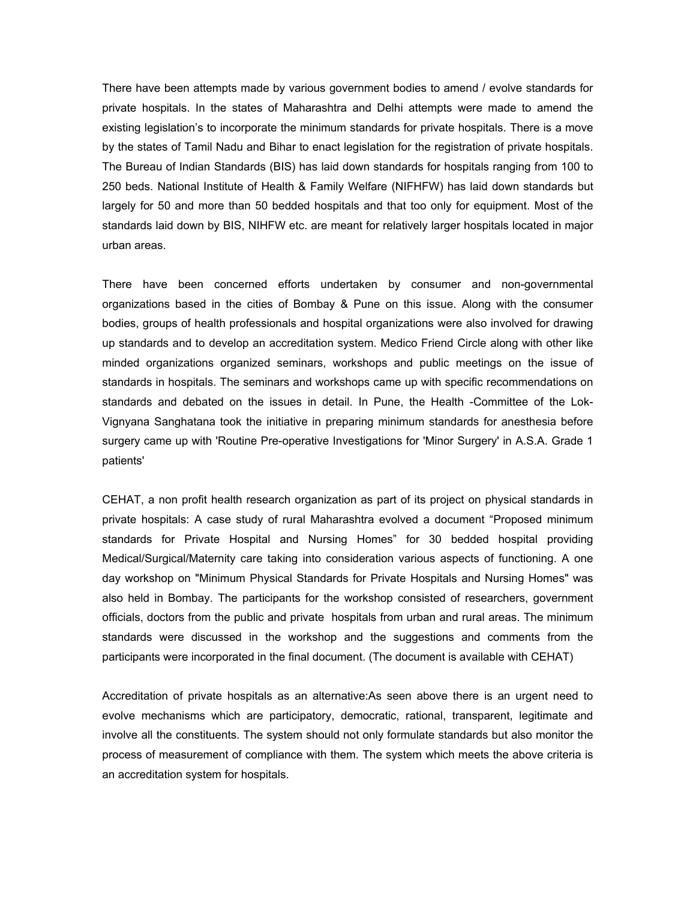There have been attempts made by various government bodies to amend / evolve standards for private hospitals. In the states of Maharashtra and Delhi attempts were made to amend the existing legislation's to incorporate the minimum standards for private hospitals. There is a move by the states of Tamil Nadu and Bihar to enact legislation for the registration of private hospitals. The Bureau of Indian Standards (BIS) has laid down standards for hospitals ranging from 100 to 250 beds. National Institute of Health & Family Welfare (NIFHFW) has laid down standards but largely for 50 and more than 50 bedded hospitals and that too only for equipment. Most of the standards laid down by BIS, NIHFW etc. are meant for relatively larger hospitals located in major urban areas.

There have been concerned efforts undertaken by consumer and non-governmental organizations based in the cities of Bombay & Pune on this issue. Along with the consumer bodies, groups of health professionals and hospital organizations were also involved for drawing up standards and to develop an accreditation system. Medico Friend Circle along with other like minded organizations organized seminars, workshops and public meetings on the issue of standards in hospitals. The seminars and workshops came up with specific recommendations on standards and debated on the issues in detail. In Pune, the Health -Committee of the Lok-Vignyana Sanghatana took the initiative in preparing minimum standards for anesthesia before surgery came up with 'Routine Pre-operative Investigations for 'Minor Surgery' in A.S.A. Grade 1 patients'

CEHAT, a non profit health research organization as part of its project on physical standards in private hospitals: A case study of rural Maharashtra evolved a document "Proposed minimum standards for Private Hospital and Nursing Homes" for 30 bedded hospital providing Medical/Surgical/Maternity care taking into consideration various aspects of functioning. A one day workshop on "Minimum Physical Standards for Private Hospitals and Nursing Homes" was also held in Bombay. The participants for the workshop consisted of researchers, government officials, doctors from the public and private hospitals from urban and rural areas. The minimum standards were discussed in the workshop and the suggestions and comments from the participants were incorporated in the final document. (The document is available with CEHAT)

Accreditation of private hospitals as an alternative:As seen above there is an urgent need to evolve mechanisms which are participatory, democratic, rational, transparent, legitimate and involve all the constituents. The system should not only formulate standards but also monitor the process of measurement of compliance with them. The system which meets the above criteria is an accreditation system for hospitals.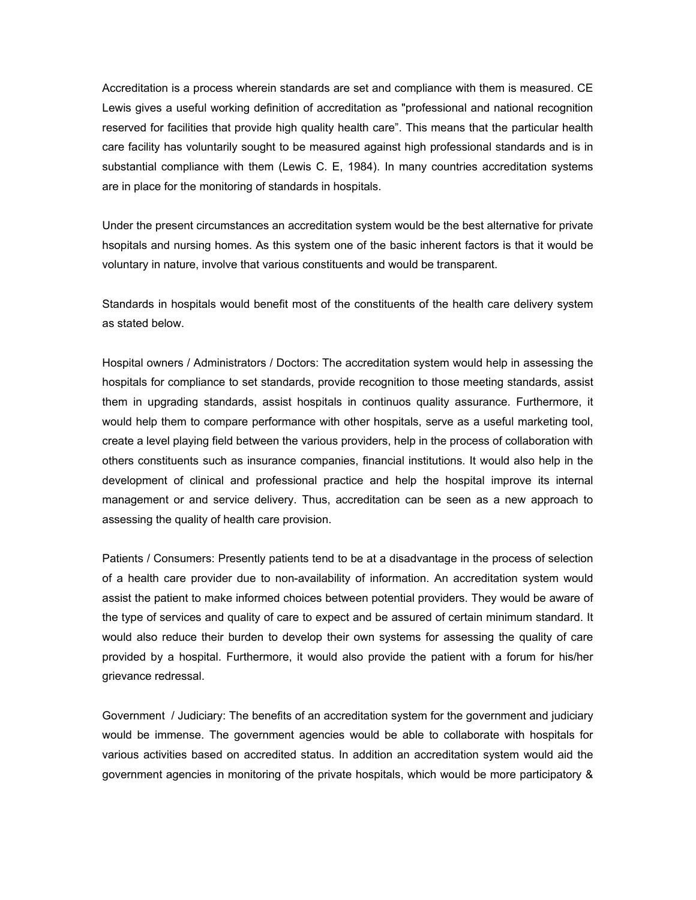Accreditation is a process wherein standards are set and compliance with them is measured. CE Lewis gives a useful working definition of accreditation as "professional and national recognition reserved for facilities that provide high quality health care". This means that the particular health care facility has voluntarily sought to be measured against high professional standards and is in substantial compliance with them (Lewis C. E, 1984). In many countries accreditation systems are in place for the monitoring of standards in hospitals.

Under the present circumstances an accreditation system would be the best alternative for private hsopitals and nursing homes. As this system one of the basic inherent factors is that it would be voluntary in nature, involve that various constituents and would be transparent.

Standards in hospitals would benefit most of the constituents of the health care delivery system as stated below.

Hospital owners / Administrators / Doctors: The accreditation system would help in assessing the hospitals for compliance to set standards, provide recognition to those meeting standards, assist them in upgrading standards, assist hospitals in continuos quality assurance. Furthermore, it would help them to compare performance with other hospitals, serve as a useful marketing tool, create a level playing field between the various providers, help in the process of collaboration with others constituents such as insurance companies, financial institutions. It would also help in the development of clinical and professional practice and help the hospital improve its internal management or and service delivery. Thus, accreditation can be seen as a new approach to assessing the quality of health care provision.

Patients / Consumers: Presently patients tend to be at a disadvantage in the process of selection of a health care provider due to non-availability of information. An accreditation system would assist the patient to make informed choices between potential providers. They would be aware of the type of services and quality of care to expect and be assured of certain minimum standard. It would also reduce their burden to develop their own systems for assessing the quality of care provided by a hospital. Furthermore, it would also provide the patient with a forum for his/her grievance redressal.

Government / Judiciary: The benefits of an accreditation system for the government and judiciary would be immense. The government agencies would be able to collaborate with hospitals for various activities based on accredited status. In addition an accreditation system would aid the government agencies in monitoring of the private hospitals, which would be more participatory &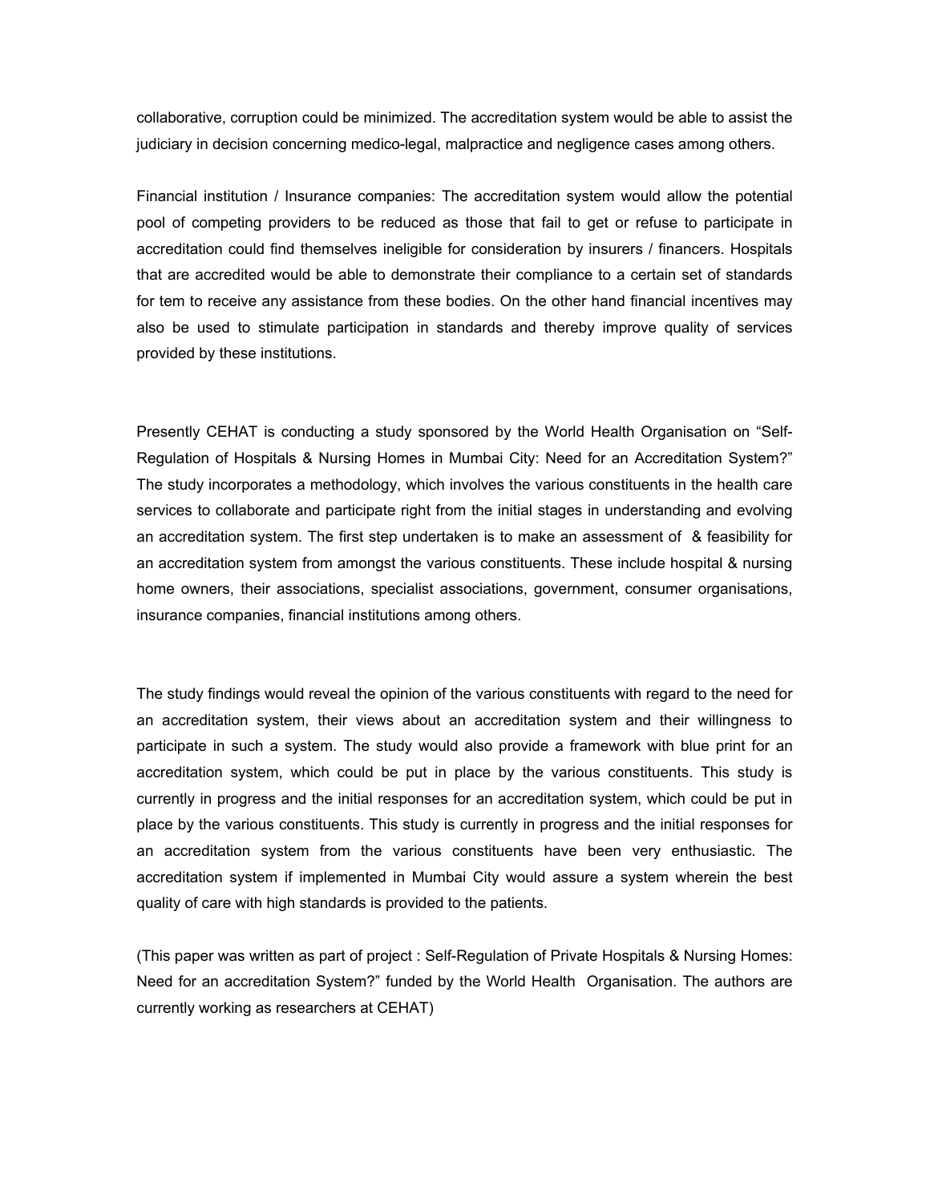collaborative, corruption could be minimized. The accreditation system would be able to assist the judiciary in decision concerning medico-legal, malpractice and negligence cases among others.

Financial institution / Insurance companies: The accreditation system would allow the potential pool of competing providers to be reduced as those that fail to get or refuse to participate in accreditation could find themselves ineligible for consideration by insurers / financers. Hospitals that are accredited would be able to demonstrate their compliance to a certain set of standards for tem to receive any assistance from these bodies. On the other hand financial incentives may also be used to stimulate participation in standards and thereby improve quality of services provided by these institutions.

Presently CEHAT is conducting a study sponsored by the World Health Organisation on "Self-Regulation of Hospitals & Nursing Homes in Mumbai City: Need for an Accreditation System?" The study incorporates a methodology, which involves the various constituents in the health care services to collaborate and participate right from the initial stages in understanding and evolving an accreditation system. The first step undertaken is to make an assessment of & feasibility for an accreditation system from amongst the various constituents. These include hospital & nursing home owners, their associations, specialist associations, government, consumer organisations, insurance companies, financial institutions among others.

The study findings would reveal the opinion of the various constituents with regard to the need for an accreditation system, their views about an accreditation system and their willingness to participate in such a system. The study would also provide a framework with blue print for an accreditation system, which could be put in place by the various constituents. This study is currently in progress and the initial responses for an accreditation system, which could be put in place by the various constituents. This study is currently in progress and the initial responses for an accreditation system from the various constituents have been very enthusiastic. The accreditation system if implemented in Mumbai City would assure a system wherein the best quality of care with high standards is provided to the patients.

(This paper was written as part of project : Self-Regulation of Private Hospitals & Nursing Homes: Need for an accreditation System?" funded by the World Health Organisation. The authors are currently working as researchers at CEHAT)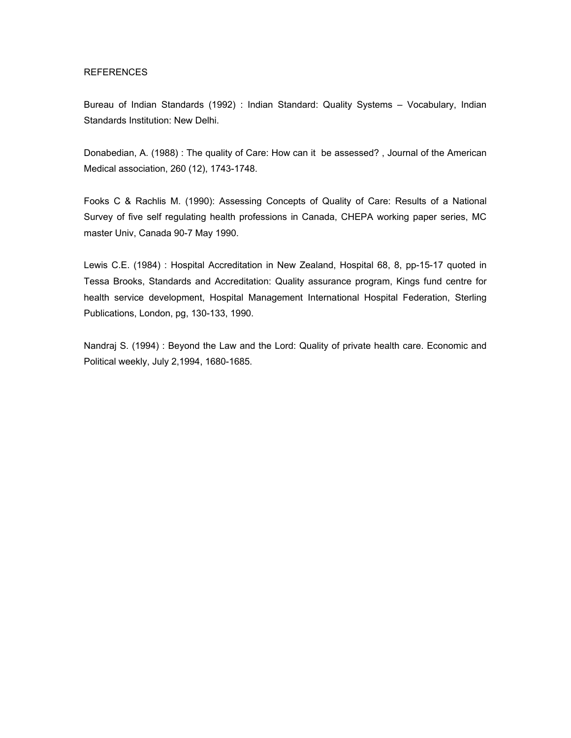## REFERENCES

Bureau of Indian Standards (1992) : Indian Standard: Quality Systems – Vocabulary, Indian Standards Institution: New Delhi.

Donabedian, A. (1988) : The quality of Care: How can it  be assessed? , Journal of the American Medical association, 260 (12), 1743-1748.

Fooks C & Rachlis M. (1990): Assessing Concepts of Quality of Care: Results of a National Survey of five self regulating health professions in Canada, CHEPA working paper series, MC master Univ, Canada 90-7 May 1990.

Lewis C.E. (1984) : Hospital Accreditation in New Zealand, Hospital 68, 8, pp-15-17 quoted in Tessa Brooks, Standards and Accreditation: Quality assurance program, Kings fund centre for health service development, Hospital Management International Hospital Federation, Sterling Publications, London, pg, 130-133, 1990.

Nandraj S. (1994) : Beyond the Law and the Lord: Quality of private health care. Economic and Political weekly, July 2,1994, 1680-1685.